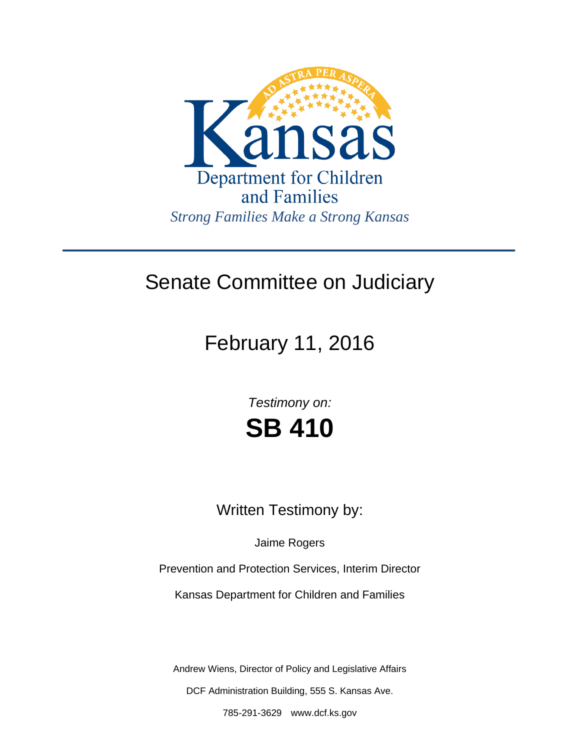Kansas

Department for Children and Families

*Strong Families Make a Strong Kansas*

---

# Senate Committee on Judiciary

## February 11, 2016

*Testimony on:*

# SB 410

Written Testimony by:

Jaime Rogers

Prevention and Protection Services, Interim Director

Kansas Department for Children and Families

Andrew Wiens, Director of Policy and Legislative Affairs

DCF Administration Building, 555 S. Kansas Ave.

785-291-3629 www.dcf.ks.gov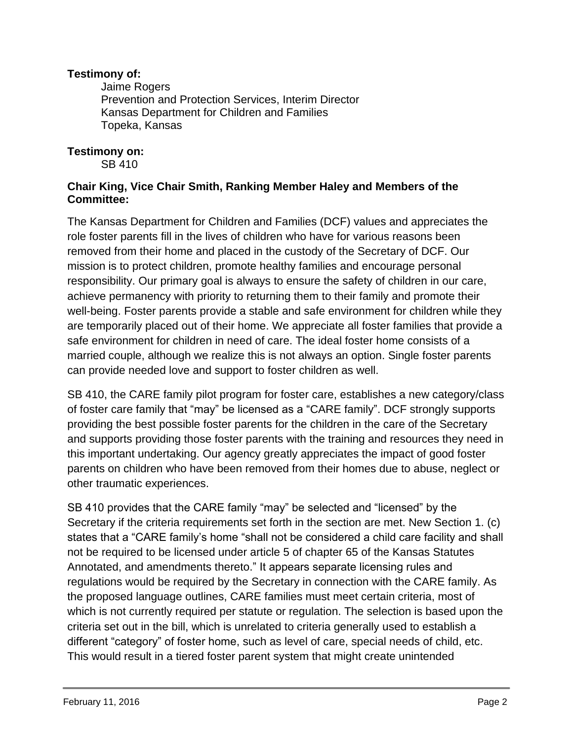**Testimony of:**

Jaime Rogers
Prevention and Protection Services, Interim Director
Kansas Department for Children and Families
Topeka, Kansas

**Testimony on:**

SB 410

**Chair King, Vice Chair Smith, Ranking Member Haley and Members of the Committee:**

The Kansas Department for Children and Families (DCF) values and appreciates the role foster parents fill in the lives of children who have for various reasons been removed from their home and placed in the custody of the Secretary of DCF. Our mission is to protect children, promote healthy families and encourage personal responsibility. Our primary goal is always to ensure the safety of children in our care, achieve permanency with priority to returning them to their family and promote their well-being. Foster parents provide a stable and safe environment for children while they are temporarily placed out of their home. We appreciate all foster families that provide a safe environment for children in need of care. The ideal foster home consists of a married couple, although we realize this is not always an option. Single foster parents can provide needed love and support to foster children as well.

SB 410, the CARE family pilot program for foster care, establishes a new category/class of foster care family that "may" be licensed as a "CARE family". DCF strongly supports providing the best possible foster parents for the children in the care of the Secretary and supports providing those foster parents with the training and resources they need in this important undertaking. Our agency greatly appreciates the impact of good foster parents on children who have been removed from their homes due to abuse, neglect or other traumatic experiences.

SB 410 provides that the CARE family "may" be selected and "licensed" by the Secretary if the criteria requirements set forth in the section are met. New Section 1. (c) states that a "CARE family's home "shall not be considered a child care facility and shall not be required to be licensed under article 5 of chapter 65 of the Kansas Statutes Annotated, and amendments thereto." It appears separate licensing rules and regulations would be required by the Secretary in connection with the CARE family. As the proposed language outlines, CARE families must meet certain criteria, most of which is not currently required per statute or regulation. The selection is based upon the criteria set out in the bill, which is unrelated to criteria generally used to establish a different "category" of foster home, such as level of care, special needs of child, etc. This would result in a tiered foster parent system that might create unintended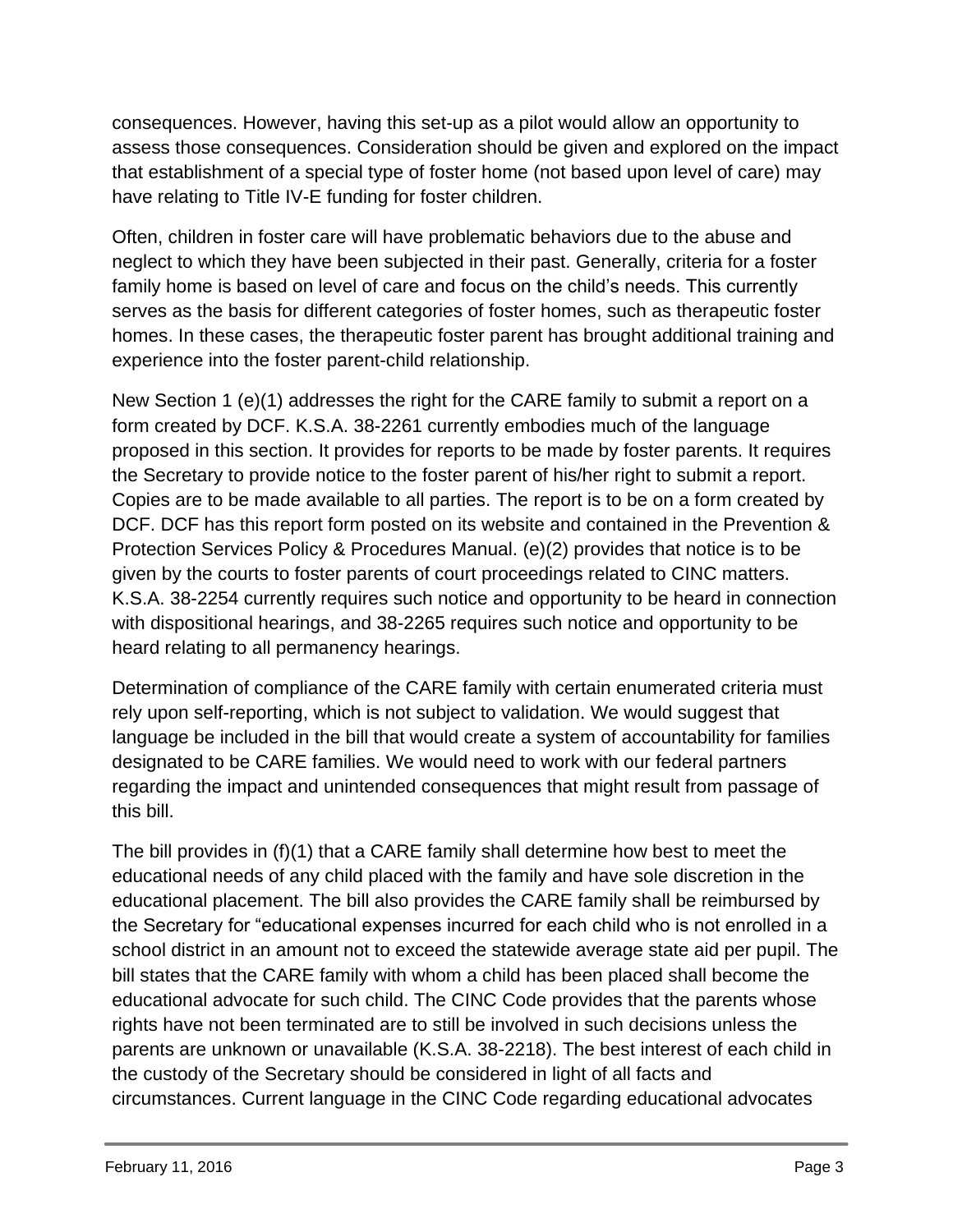consequences. However, having this set-up as a pilot would allow an opportunity to assess those consequences. Consideration should be given and explored on the impact that establishment of a special type of foster home (not based upon level of care) may have relating to Title IV-E funding for foster children.

Often, children in foster care will have problematic behaviors due to the abuse and neglect to which they have been subjected in their past. Generally, criteria for a foster family home is based on level of care and focus on the child's needs. This currently serves as the basis for different categories of foster homes, such as therapeutic foster homes. In these cases, the therapeutic foster parent has brought additional training and experience into the foster parent-child relationship.

New Section 1 (e)(1) addresses the right for the CARE family to submit a report on a form created by DCF. K.S.A. 38-2261 currently embodies much of the language proposed in this section. It provides for reports to be made by foster parents. It requires the Secretary to provide notice to the foster parent of his/her right to submit a report. Copies are to be made available to all parties. The report is to be on a form created by DCF. DCF has this report form posted on its website and contained in the Prevention & Protection Services Policy & Procedures Manual. (e)(2) provides that notice is to be given by the courts to foster parents of court proceedings related to CINC matters. K.S.A. 38-2254 currently requires such notice and opportunity to be heard in connection with dispositional hearings, and 38-2265 requires such notice and opportunity to be heard relating to all permanency hearings.

Determination of compliance of the CARE family with certain enumerated criteria must rely upon self-reporting, which is not subject to validation. We would suggest that language be included in the bill that would create a system of accountability for families designated to be CARE families. We would need to work with our federal partners regarding the impact and unintended consequences that might result from passage of this bill.

The bill provides in (f)(1) that a CARE family shall determine how best to meet the educational needs of any child placed with the family and have sole discretion in the educational placement. The bill also provides the CARE family shall be reimbursed by the Secretary for "educational expenses incurred for each child who is not enrolled in a school district in an amount not to exceed the statewide average state aid per pupil. The bill states that the CARE family with whom a child has been placed shall become the educational advocate for such child. The CINC Code provides that the parents whose rights have not been terminated are to still be involved in such decisions unless the parents are unknown or unavailable (K.S.A. 38-2218). The best interest of each child in the custody of the Secretary should be considered in light of all facts and circumstances. Current language in the CINC Code regarding educational advocates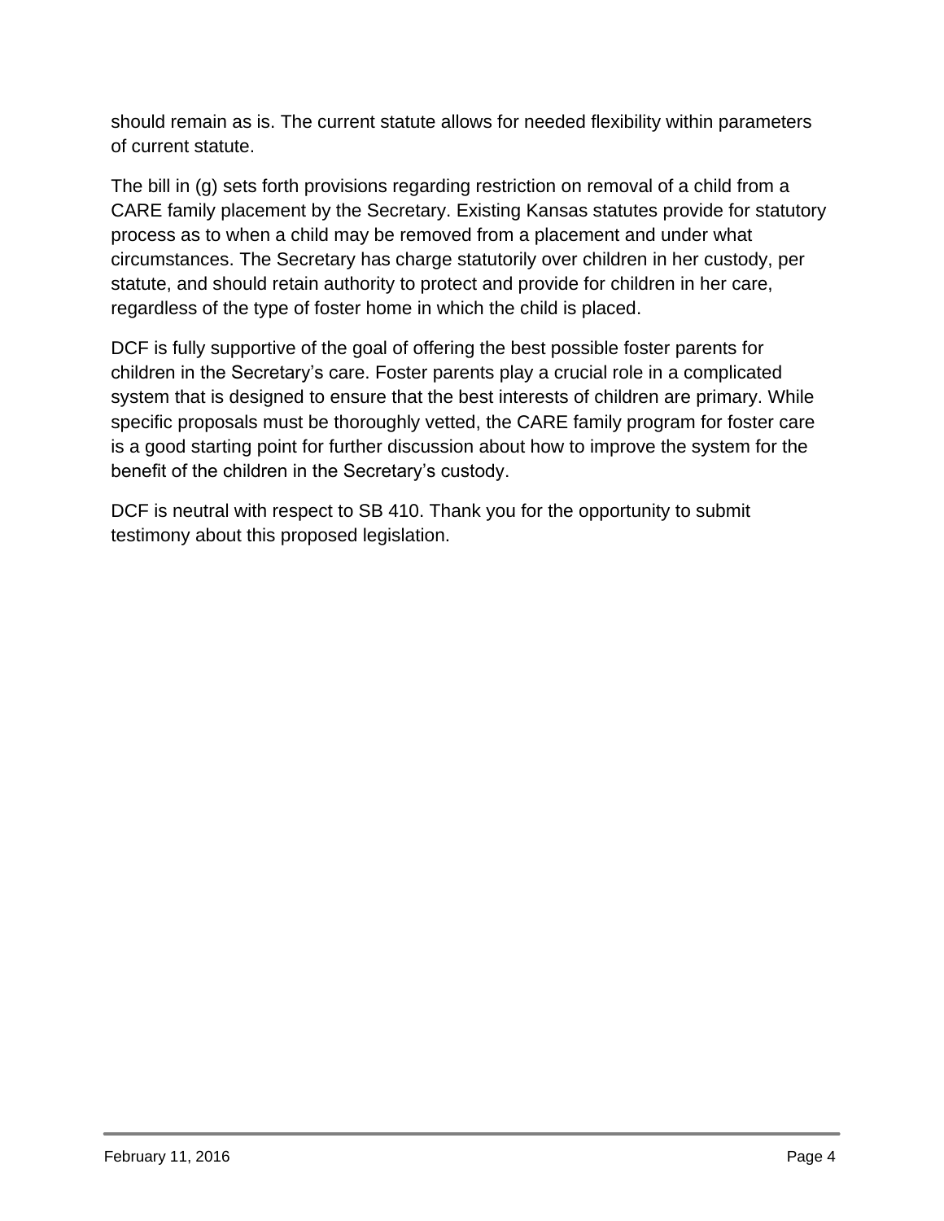should remain as is. The current statute allows for needed flexibility within parameters of current statute.

The bill in (g) sets forth provisions regarding restriction on removal of a child from a CARE family placement by the Secretary. Existing Kansas statutes provide for statutory process as to when a child may be removed from a placement and under what circumstances. The Secretary has charge statutorily over children in her custody, per statute, and should retain authority to protect and provide for children in her care, regardless of the type of foster home in which the child is placed.

DCF is fully supportive of the goal of offering the best possible foster parents for children in the Secretary's care. Foster parents play a crucial role in a complicated system that is designed to ensure that the best interests of children are primary. While specific proposals must be thoroughly vetted, the CARE family program for foster care is a good starting point for further discussion about how to improve the system for the benefit of the children in the Secretary's custody.

DCF is neutral with respect to SB 410. Thank you for the opportunity to submit testimony about this proposed legislation.